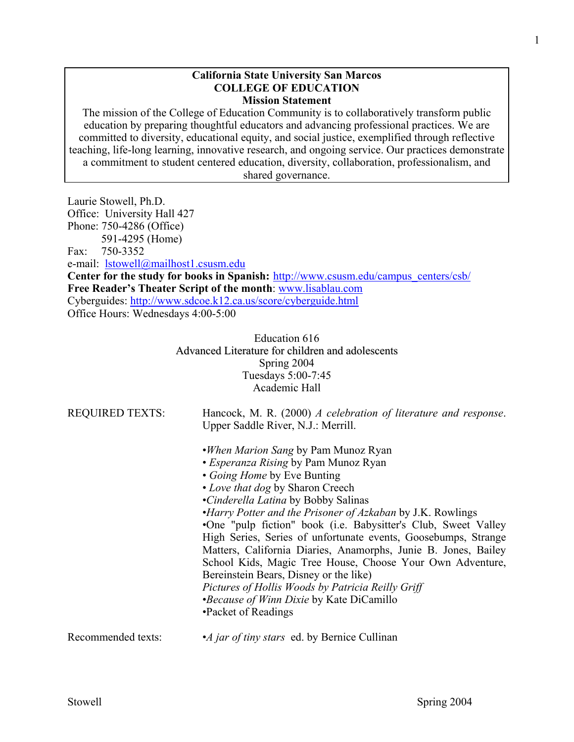**California State University San Marcos**
**COLLEGE OF EDUCATION**
**Mission Statement**

The mission of the College of Education Community is to collaboratively transform public education by preparing thoughtful educators and advancing professional practices. We are committed to diversity, educational equity, and social justice, exemplified through reflective teaching, life-long learning, innovative research, and ongoing service. Our practices demonstrate a commitment to student centered education, diversity, collaboration, professionalism, and shared governance.

Laurie Stowell, Ph.D.
Office: University Hall 427
Phone: 750-4286 (Office)
591-4295 (Home)
Fax: 750-3352
e-mail: lstowell@mailhost1.csusm.edu
**Center for the study for books in Spanish:** http://www.csusm.edu/campus_centers/csb/
**Free Reader's Theater Script of the month**: www.lisablau.com
Cyberguides: http://www.sdcoe.k12.ca.us/score/cyberguide.html
Office Hours: Wednesdays 4:00-5:00

Education 616
Advanced Literature for children and adolescents
Spring 2004
Tuesdays 5:00-7:45
Academic Hall

REQUIRED TEXTS: Hancock, M. R. (2000) *A celebration of literature and response*. Upper Saddle River, N.J.: Merrill.

- *When Marion Sang* by Pam Munoz Ryan
- *Esperanza Rising* by Pam Munoz Ryan
- *Going Home* by Eve Bunting
- *Love that dog* by Sharon Creech
- *Cinderella Latina* by Bobby Salinas
- *Harry Potter and the Prisoner of Azkaban* by J.K. Rowlings
- One "pulp fiction" book (i.e. Babysitter's Club, Sweet Valley High Series, Series of unfortunate events, Goosebumps, Strange Matters, California Diaries, Anamorphs, Junie B. Jones, Bailey School Kids, Magic Tree House, Choose Your Own Adventure, Bereinstein Bears, Disney or the like)
- *Pictures of Hollis Woods by Patricia Reilly Griff*
- *Because of Winn Dixie* by Kate DiCamillo
- Packet of Readings

Recommended texts:

- *A jar of tiny stars* ed. by Bernice Cullinan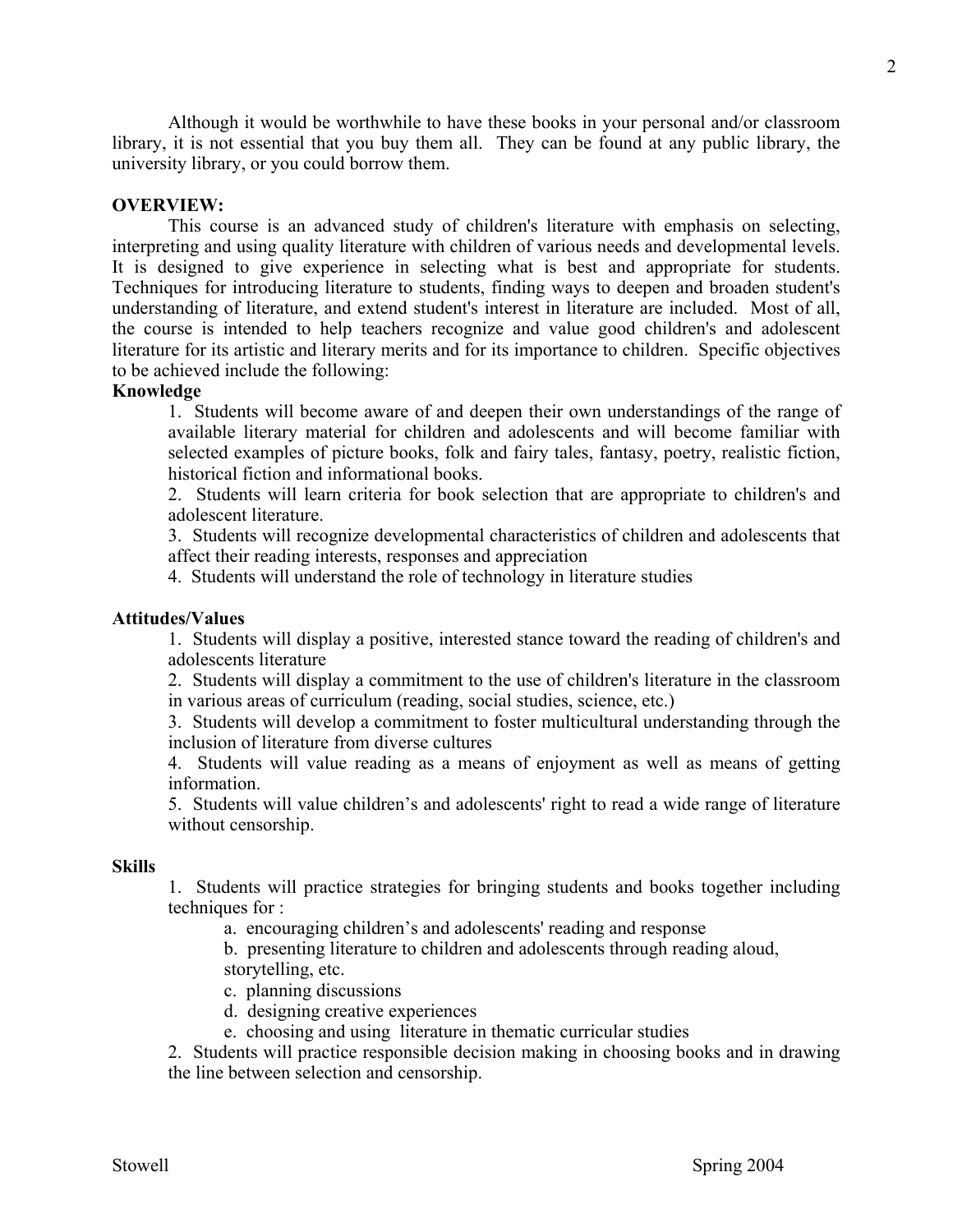Although it would be worthwhile to have these books in your personal and/or classroom library, it is not essential that you buy them all. They can be found at any public library, the university library, or you could borrow them.

**OVERVIEW:**

This course is an advanced study of children's literature with emphasis on selecting, interpreting and using quality literature with children of various needs and developmental levels. It is designed to give experience in selecting what is best and appropriate for students. Techniques for introducing literature to students, finding ways to deepen and broaden student's understanding of literature, and extend student's interest in literature are included. Most of all, the course is intended to help teachers recognize and value good children's and adolescent literature for its artistic and literary merits and for its importance to children. Specific objectives to be achieved include the following:

**Knowledge**

1. Students will become aware of and deepen their own understandings of the range of available literary material for children and adolescents and will become familiar with selected examples of picture books, folk and fairy tales, fantasy, poetry, realistic fiction, historical fiction and informational books.
2. Students will learn criteria for book selection that are appropriate to children's and adolescent literature.
3. Students will recognize developmental characteristics of children and adolescents that affect their reading interests, responses and appreciation
4. Students will understand the role of technology in literature studies

**Attitudes/Values**

1. Students will display a positive, interested stance toward the reading of children's and adolescents literature
2. Students will display a commitment to the use of children's literature in the classroom in various areas of curriculum (reading, social studies, science, etc.)
3. Students will develop a commitment to foster multicultural understanding through the inclusion of literature from diverse cultures
4. Students will value reading as a means of enjoyment as well as means of getting information.
5. Students will value children's and adolescents' right to read a wide range of literature without censorship.

**Skills**

1. Students will practice strategies for bringing students and books together including techniques for :
   a. encouraging children's and adolescents' reading and response
   b. presenting literature to children and adolescents through reading aloud, storytelling, etc.
   c. planning discussions
   d. designing creative experiences
   e. choosing and using literature in thematic curricular studies
2. Students will practice responsible decision making in choosing books and in drawing the line between selection and censorship.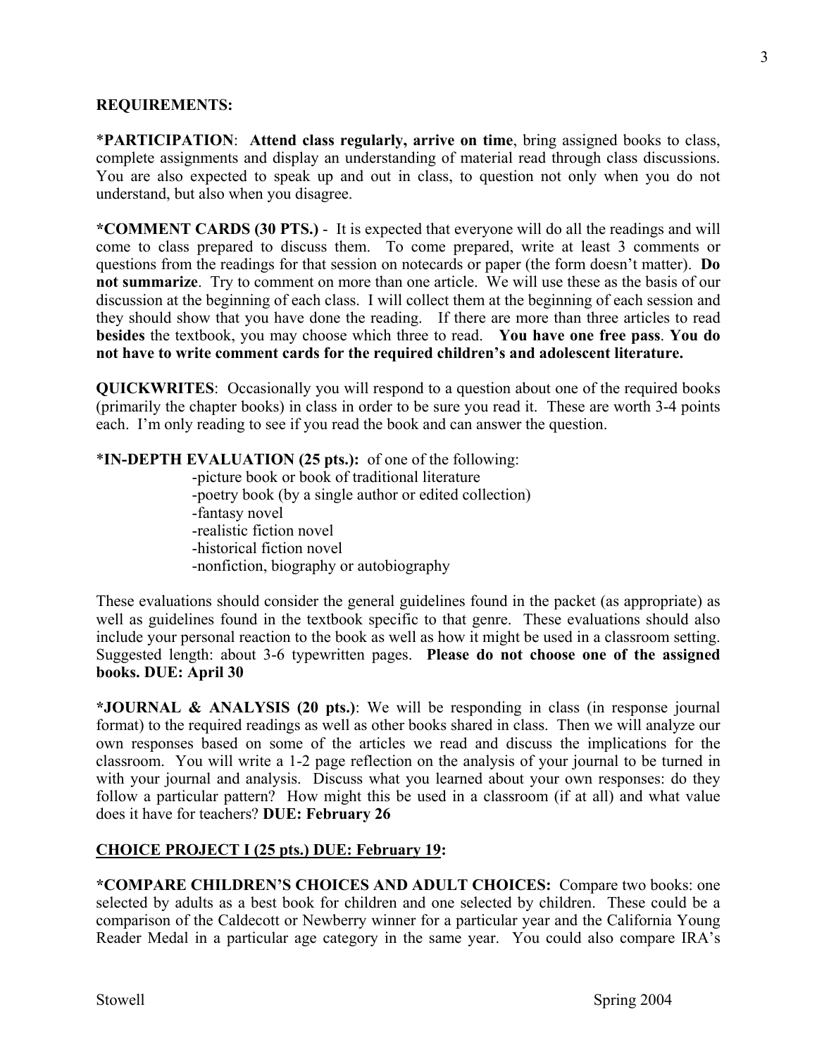**REQUIREMENTS:**

***PARTICIPATION**: **Attend class regularly, arrive on time**, bring assigned books to class, complete assignments and display an understanding of material read through class discussions. You are also expected to speak up and out in class, to question not only when you do not understand, but also when you disagree.

***COMMENT CARDS (30 PTS.)** - It is expected that everyone will do all the readings and will come to class prepared to discuss them. To come prepared, write at least 3 comments or questions from the readings for that session on notecards or paper (the form doesn't matter). **Do not summarize**. Try to comment on more than one article. We will use these as the basis of our discussion at the beginning of each class. I will collect them at the beginning of each session and they should show that you have done the reading. If there are more than three articles to read **besides** the textbook, you may choose which three to read. **You have one free pass**. **You do not have to write comment cards for the required children's and adolescent literature.**

**QUICKWRITES**: Occasionally you will respond to a question about one of the required books (primarily the chapter books) in class in order to be sure you read it. These are worth 3-4 points each. I'm only reading to see if you read the book and can answer the question.

***IN-DEPTH EVALUATION (25 pts.):** of one of the following:

- picture book or book of traditional literature
- poetry book (by a single author or edited collection)
- fantasy novel
- realistic fiction novel
- historical fiction novel
- nonfiction, biography or autobiography

These evaluations should consider the general guidelines found in the packet (as appropriate) as well as guidelines found in the textbook specific to that genre. These evaluations should also include your personal reaction to the book as well as how it might be used in a classroom setting. Suggested length: about 3-6 typewritten pages. **Please do not choose one of the assigned books. DUE: April 30**

***JOURNAL & ANALYSIS (20 pts.)**: We will be responding in class (in response journal format) to the required readings as well as other books shared in class. Then we will analyze our own responses based on some of the articles we read and discuss the implications for the classroom. You will write a 1-2 page reflection on the analysis of your journal to be turned in with your journal and analysis. Discuss what you learned about your own responses: do they follow a particular pattern? How might this be used in a classroom (if at all) and what value does it have for teachers? **DUE: February 26**

**CHOICE PROJECT I (25 pts.) DUE: February 19:**

***COMPARE CHILDREN'S CHOICES AND ADULT CHOICES:** Compare two books: one selected by adults as a best book for children and one selected by children. These could be a comparison of the Caldecott or Newberry winner for a particular year and the California Young Reader Medal in a particular age category in the same year. You could also compare IRA's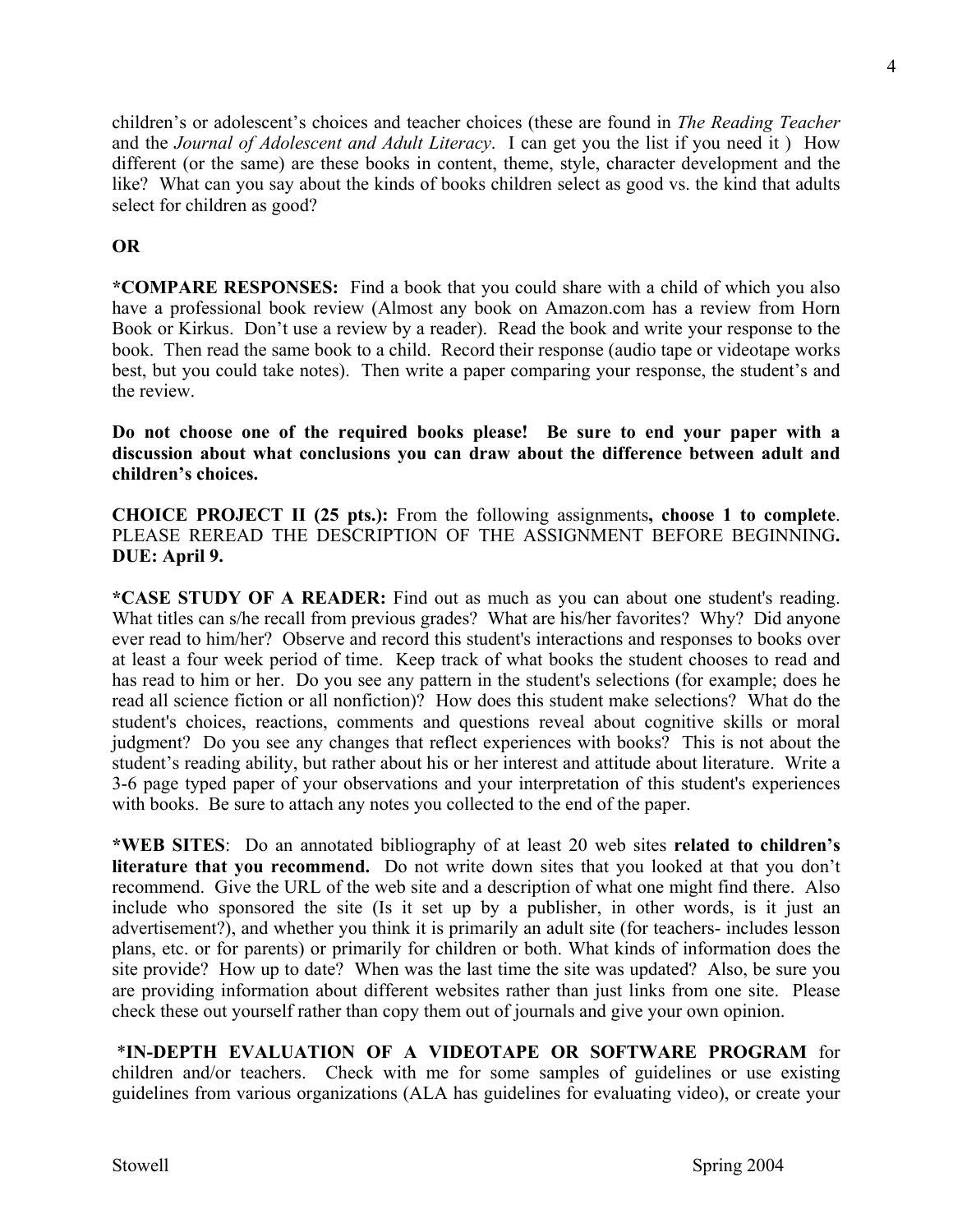children's or adolescent's choices and teacher choices (these are found in *The Reading Teacher* and the *Journal of Adolescent and Adult Literacy*. I can get you the list if you need it ) How different (or the same) are these books in content, theme, style, character development and the like? What can you say about the kinds of books children select as good vs. the kind that adults select for children as good?

**OR**

**\*COMPARE RESPONSES:** Find a book that you could share with a child of which you also have a professional book review (Almost any book on Amazon.com has a review from Horn Book or Kirkus. Don't use a review by a reader). Read the book and write your response to the book. Then read the same book to a child. Record their response (audio tape or videotape works best, but you could take notes). Then write a paper comparing your response, the student's and the review.

**Do not choose one of the required books please! Be sure to end your paper with a discussion about what conclusions you can draw about the difference between adult and children's choices.**

**CHOICE PROJECT II (25 pts.):** From the following assignments**, choose 1 to complete**. PLEASE REREAD THE DESCRIPTION OF THE ASSIGNMENT BEFORE BEGINNING**. DUE: April 9.**

**\*CASE STUDY OF A READER:** Find out as much as you can about one student's reading. What titles can s/he recall from previous grades? What are his/her favorites? Why? Did anyone ever read to him/her? Observe and record this student's interactions and responses to books over at least a four week period of time. Keep track of what books the student chooses to read and has read to him or her. Do you see any pattern in the student's selections (for example; does he read all science fiction or all nonfiction)? How does this student make selections? What do the student's choices, reactions, comments and questions reveal about cognitive skills or moral judgment? Do you see any changes that reflect experiences with books? This is not about the student's reading ability, but rather about his or her interest and attitude about literature. Write a 3-6 page typed paper of your observations and your interpretation of this student's experiences with books. Be sure to attach any notes you collected to the end of the paper.

**\*WEB SITES**: Do an annotated bibliography of at least 20 web sites **related to children's literature that you recommend.** Do not write down sites that you looked at that you don't recommend. Give the URL of the web site and a description of what one might find there. Also include who sponsored the site (Is it set up by a publisher, in other words, is it just an advertisement?), and whether you think it is primarily an adult site (for teachers- includes lesson plans, etc. or for parents) or primarily for children or both. What kinds of information does the site provide? How up to date? When was the last time the site was updated? Also, be sure you are providing information about different websites rather than just links from one site. Please check these out yourself rather than copy them out of journals and give your own opinion.

\***IN-DEPTH EVALUATION OF A VIDEOTAPE OR SOFTWARE PROGRAM** for children and/or teachers. Check with me for some samples of guidelines or use existing guidelines from various organizations (ALA has guidelines for evaluating video), or create your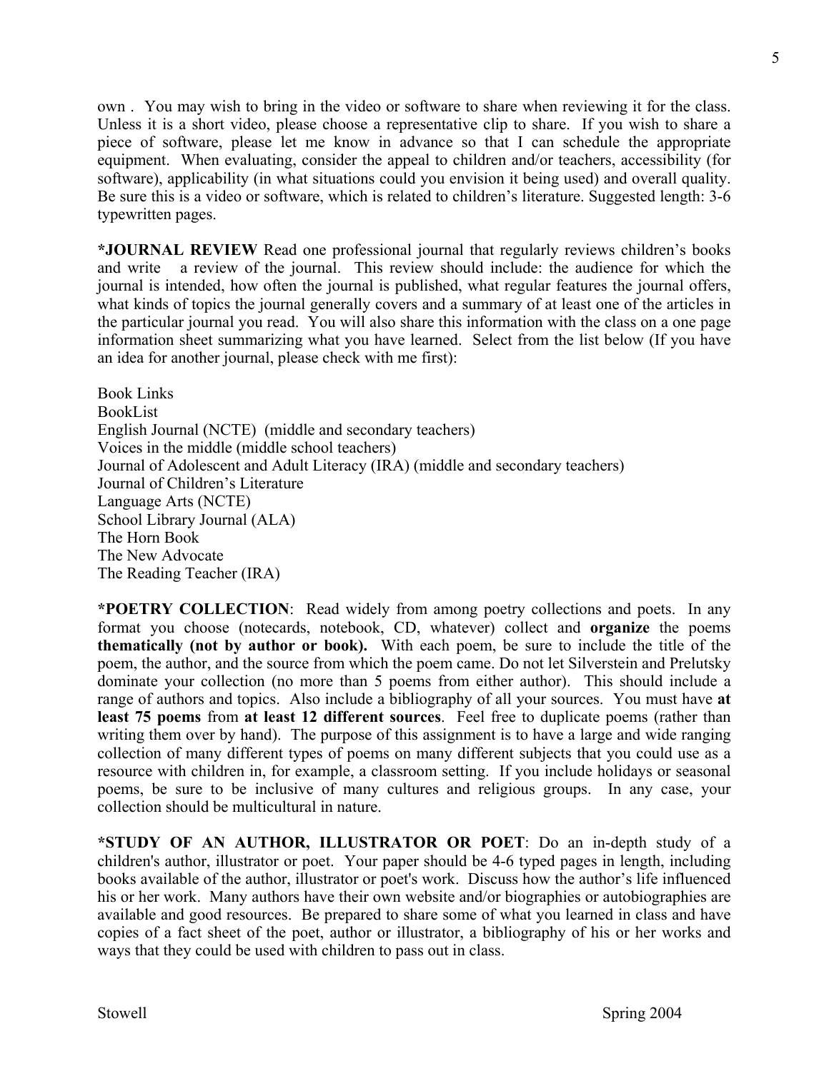own . You may wish to bring in the video or software to share when reviewing it for the class. Unless it is a short video, please choose a representative clip to share. If you wish to share a piece of software, please let me know in advance so that I can schedule the appropriate equipment. When evaluating, consider the appeal to children and/or teachers, accessibility (for software), applicability (in what situations could you envision it being used) and overall quality. Be sure this is a video or software, which is related to children's literature. Suggested length: 3-6 typewritten pages.

**\*JOURNAL REVIEW** Read one professional journal that regularly reviews children's books and write a review of the journal. This review should include: the audience for which the journal is intended, how often the journal is published, what regular features the journal offers, what kinds of topics the journal generally covers and a summary of at least one of the articles in the particular journal you read. You will also share this information with the class on a one page information sheet summarizing what you have learned. Select from the list below (If you have an idea for another journal, please check with me first):

Book Links
BookList
English Journal (NCTE) (middle and secondary teachers)
Voices in the middle (middle school teachers)
Journal of Adolescent and Adult Literacy (IRA) (middle and secondary teachers)
Journal of Children's Literature
Language Arts (NCTE)
School Library Journal (ALA)
The Horn Book
The New Advocate
The Reading Teacher (IRA)

**\*POETRY COLLECTION**: Read widely from among poetry collections and poets. In any format you choose (notecards, notebook, CD, whatever) collect and **organize** the poems **thematically (not by author or book).** With each poem, be sure to include the title of the poem, the author, and the source from which the poem came. Do not let Silverstein and Prelutsky dominate your collection (no more than 5 poems from either author). This should include a range of authors and topics. Also include a bibliography of all your sources. You must have **at least 75 poems** from **at least 12 different sources**. Feel free to duplicate poems (rather than writing them over by hand). The purpose of this assignment is to have a large and wide ranging collection of many different types of poems on many different subjects that you could use as a resource with children in, for example, a classroom setting. If you include holidays or seasonal poems, be sure to be inclusive of many cultures and religious groups. In any case, your collection should be multicultural in nature.

**\*STUDY OF AN AUTHOR, ILLUSTRATOR OR POET**: Do an in-depth study of a children's author, illustrator or poet. Your paper should be 4-6 typed pages in length, including books available of the author, illustrator or poet's work. Discuss how the author's life influenced his or her work. Many authors have their own website and/or biographies or autobiographies are available and good resources. Be prepared to share some of what you learned in class and have copies of a fact sheet of the poet, author or illustrator, a bibliography of his or her works and ways that they could be used with children to pass out in class.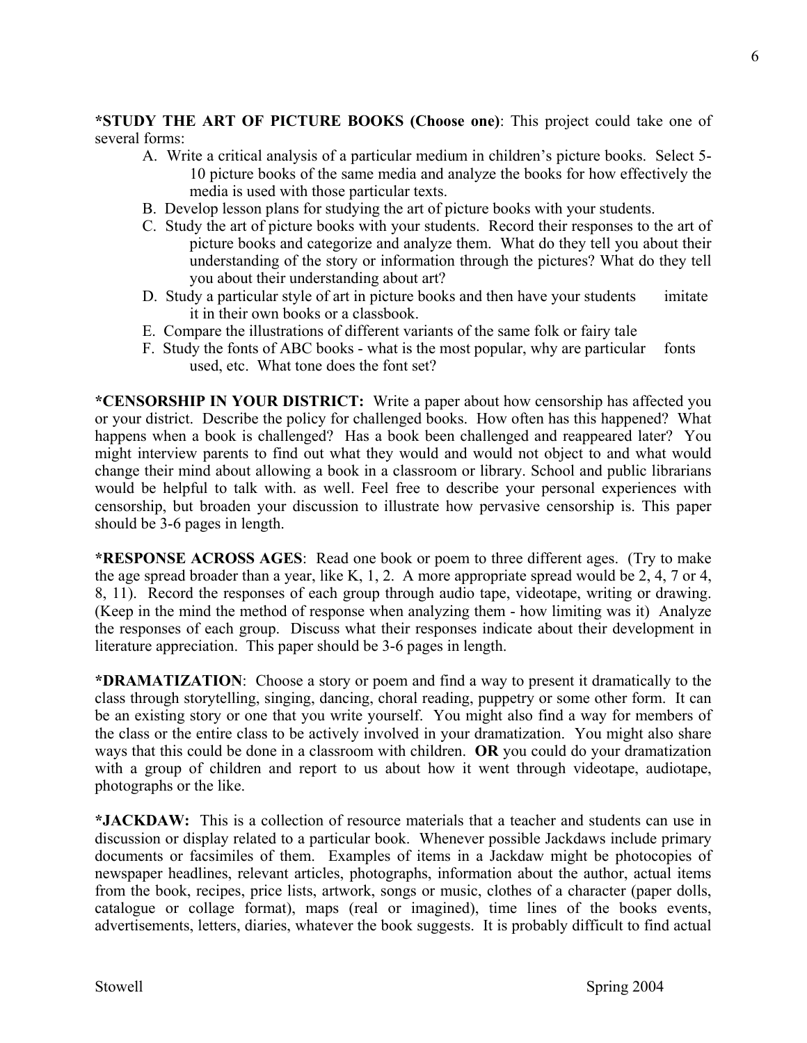**\*STUDY THE ART OF PICTURE BOOKS (Choose one)**: This project could take one of several forms:

A. Write a critical analysis of a particular medium in children's picture books. Select 5-10 picture books of the same media and analyze the books for how effectively the media is used with those particular texts.
B. Develop lesson plans for studying the art of picture books with your students.
C. Study the art of picture books with your students. Record their responses to the art of picture books and categorize and analyze them. What do they tell you about their understanding of the story or information through the pictures? What do they tell you about their understanding about art?
D. Study a particular style of art in picture books and then have your students imitate it in their own books or a classbook.
E. Compare the illustrations of different variants of the same folk or fairy tale
F. Study the fonts of ABC books - what is the most popular, why are particular fonts used, etc. What tone does the font set?

**\*CENSORSHIP IN YOUR DISTRICT:** Write a paper about how censorship has affected you or your district. Describe the policy for challenged books. How often has this happened? What happens when a book is challenged? Has a book been challenged and reappeared later? You might interview parents to find out what they would and would not object to and what would change their mind about allowing a book in a classroom or library. School and public librarians would be helpful to talk with. as well. Feel free to describe your personal experiences with censorship, but broaden your discussion to illustrate how pervasive censorship is. This paper should be 3-6 pages in length.

**\*RESPONSE ACROSS AGES**: Read one book or poem to three different ages. (Try to make the age spread broader than a year, like K, 1, 2. A more appropriate spread would be 2, 4, 7 or 4, 8, 11). Record the responses of each group through audio tape, videotape, writing or drawing. (Keep in the mind the method of response when analyzing them - how limiting was it) Analyze the responses of each group. Discuss what their responses indicate about their development in literature appreciation. This paper should be 3-6 pages in length.

**\*DRAMATIZATION**: Choose a story or poem and find a way to present it dramatically to the class through storytelling, singing, dancing, choral reading, puppetry or some other form. It can be an existing story or one that you write yourself. You might also find a way for members of the class or the entire class to be actively involved in your dramatization. You might also share ways that this could be done in a classroom with children. **OR** you could do your dramatization with a group of children and report to us about how it went through videotape, audiotape, photographs or the like.

**\*JACKDAW:** This is a collection of resource materials that a teacher and students can use in discussion or display related to a particular book. Whenever possible Jackdaws include primary documents or facsimiles of them. Examples of items in a Jackdaw might be photocopies of newspaper headlines, relevant articles, photographs, information about the author, actual items from the book, recipes, price lists, artwork, songs or music, clothes of a character (paper dolls, catalogue or collage format), maps (real or imagined), time lines of the books events, advertisements, letters, diaries, whatever the book suggests. It is probably difficult to find actual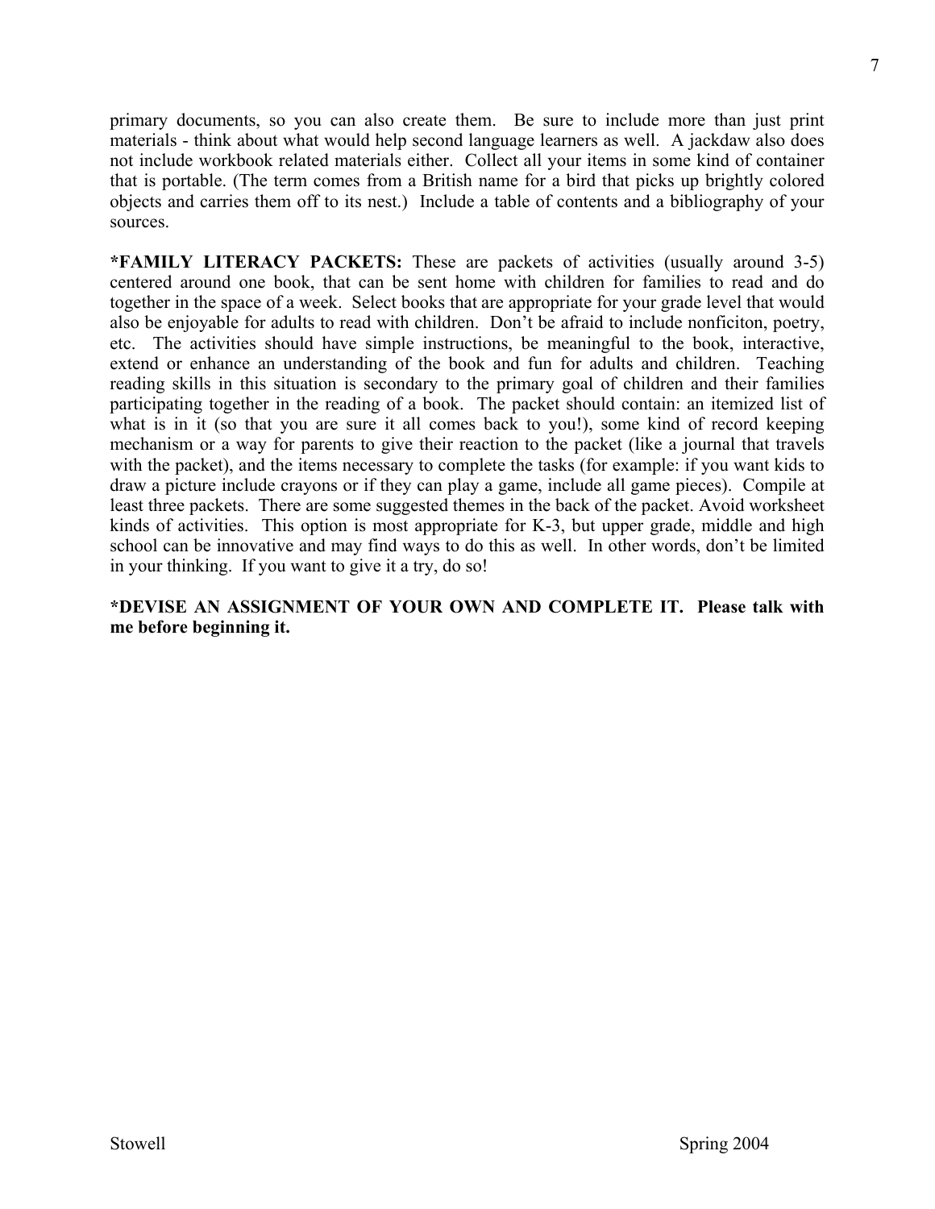primary documents, so you can also create them. Be sure to include more than just print materials - think about what would help second language learners as well. A jackdaw also does not include workbook related materials either. Collect all your items in some kind of container that is portable. (The term comes from a British name for a bird that picks up brightly colored objects and carries them off to its nest.) Include a table of contents and a bibliography of your sources.

**\*FAMILY LITERACY PACKETS:** These are packets of activities (usually around 3-5) centered around one book, that can be sent home with children for families to read and do together in the space of a week. Select books that are appropriate for your grade level that would also be enjoyable for adults to read with children. Don't be afraid to include nonficiton, poetry, etc. The activities should have simple instructions, be meaningful to the book, interactive, extend or enhance an understanding of the book and fun for adults and children. Teaching reading skills in this situation is secondary to the primary goal of children and their families participating together in the reading of a book. The packet should contain: an itemized list of what is in it (so that you are sure it all comes back to you!), some kind of record keeping mechanism or a way for parents to give their reaction to the packet (like a journal that travels with the packet), and the items necessary to complete the tasks (for example: if you want kids to draw a picture include crayons or if they can play a game, include all game pieces). Compile at least three packets. There are some suggested themes in the back of the packet. Avoid worksheet kinds of activities. This option is most appropriate for K-3, but upper grade, middle and high school can be innovative and may find ways to do this as well. In other words, don't be limited in your thinking. If you want to give it a try, do so!

**\*DEVISE AN ASSIGNMENT OF YOUR OWN AND COMPLETE IT. Please talk with me before beginning it.**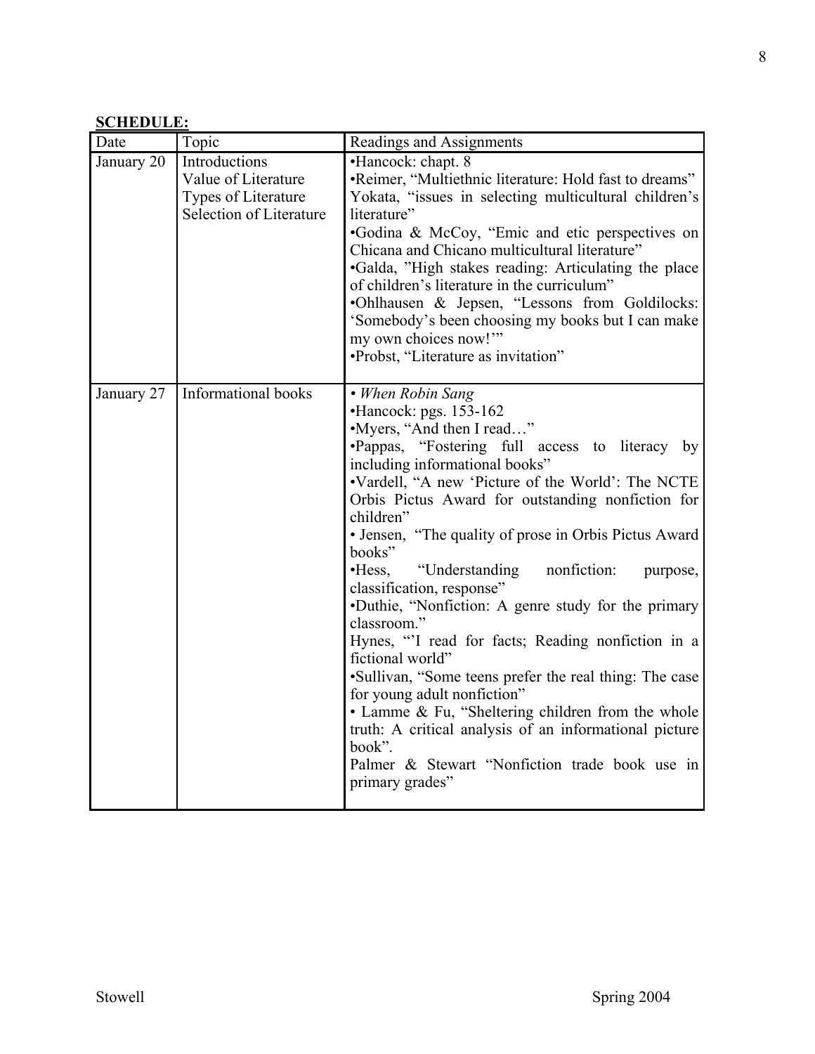**SCHEDULE:**

| Date | Topic | Readings and Assignments |
|---|---|---|
| January 20 | Introductions<br>Value of Literature<br>Types of Literature<br>Selection of Literature | •Hancock: chapt. 8<br>•Reimer, "Multiethnic literature: Hold fast to dreams"<br>Yokata, "issues in selecting multicultural children's literature"<br>•Godina & McCoy, "Emic and etic perspectives on Chicana and Chicano multicultural literature"<br>•Galda, "High stakes reading: Articulating the place of children's literature in the curriculum"<br>•Ohlhausen & Jepsen, "Lessons from Goldilocks: 'Somebody's been choosing my books but I can make my own choices now!'"<br>•Probst, "Literature as invitation" |
| January 27 | Informational books | • *When Robin Sang*<br>•Hancock: pgs. 153-162<br>•Myers, "And then I read…"<br>•Pappas, "Fostering full access to literacy by including informational books"<br>•Vardell, "A new 'Picture of the World': The NCTE Orbis Pictus Award for outstanding nonfiction for children"<br>• Jensen, "The quality of prose in Orbis Pictus Award books"<br>•Hess, "Understanding nonfiction: purpose, classification, response"<br>•Duthie, "Nonfiction: A genre study for the primary classroom."<br>Hynes, "'I read for facts; Reading nonfiction in a fictional world"<br>•Sullivan, "Some teens prefer the real thing: The case for young adult nonfiction"<br>• Lamme & Fu, "Sheltering children from the whole truth: A critical analysis of an informational picture book".<br>Palmer & Stewart "Nonfiction trade book use in primary grades" |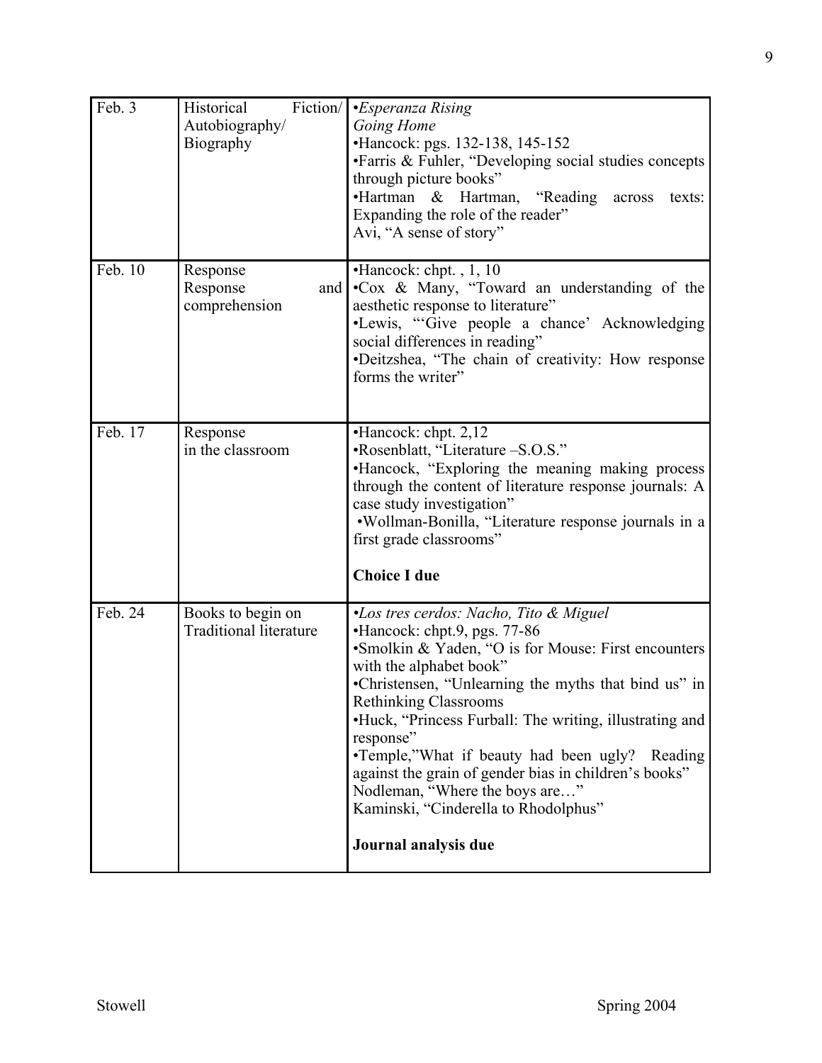| | | |
|---|---|---|
| Feb. 3 | Historical Fiction/ Autobiography/ Biography | •*Esperanza Rising*<br>*Going Home*<br>•Hancock: pgs. 132-138, 145-152<br>•Farris & Fuhler, "Developing social studies concepts through picture books"<br>•Hartman & Hartman, "Reading across texts: Expanding the role of the reader"<br>Avi, "A sense of story" |
| Feb. 10 | Response<br>Response and comprehension | •Hancock: chpt. , 1, 10<br>•Cox & Many, "Toward an understanding of the aesthetic response to literature"<br>•Lewis, "'Give people a chance' Acknowledging social differences in reading"<br>•Deitzshea, "The chain of creativity: How response forms the writer" |
| Feb. 17 | Response<br>in the classroom | •Hancock: chpt. 2,12<br>•Rosenblatt, "Literature –S.O.S."<br>•Hancock, "Exploring the meaning making process through the content of literature response journals: A case study investigation"<br>•Wollman-Bonilla, "Literature response journals in a first grade classrooms"<br><br>**Choice I due** |
| Feb. 24 | Books to begin on<br>Traditional literature | •*Los tres cerdos: Nacho, Tito & Miguel*<br>•Hancock: chpt.9, pgs. 77-86<br>•Smolkin & Yaden, "O is for Mouse: First encounters with the alphabet book"<br>•Christensen, "Unlearning the myths that bind us" in Rethinking Classrooms<br>•Huck, "Princess Furball: The writing, illustrating and response"<br>•Temple,"What if beauty had been ugly? Reading against the grain of gender bias in children's books"<br>Nodleman, "Where the boys are…"<br>Kaminski, "Cinderella to Rhodolphus"<br><br>**Journal analysis due** |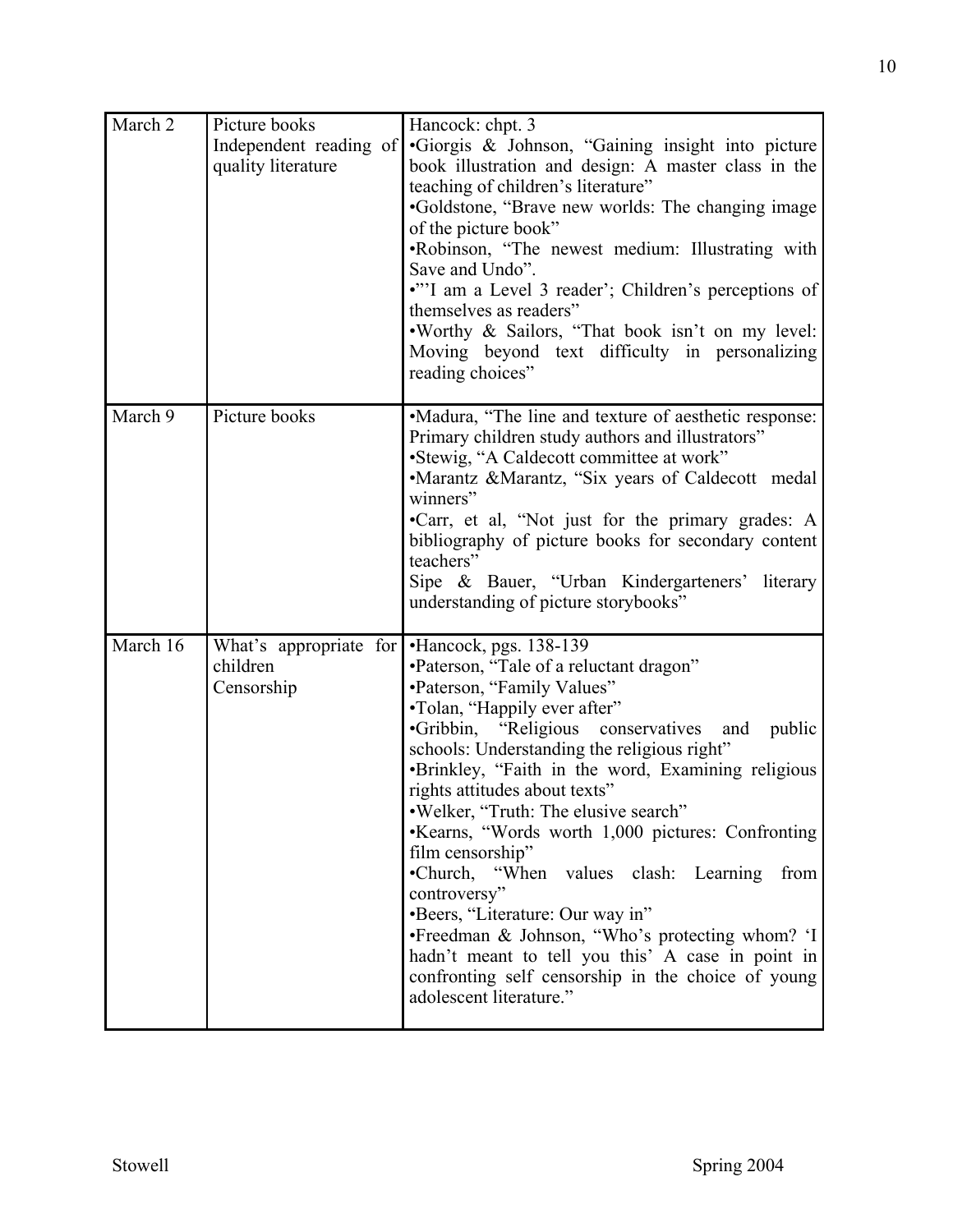| March 2 | Picture books<br>Independent reading of quality literature | Hancock: chpt. 3<br>•Giorgis & Johnson, "Gaining insight into picture book illustration and design: A master class in the teaching of children's literature"<br>•Goldstone, "Brave new worlds: The changing image of the picture book"<br>•Robinson, "The newest medium: Illustrating with Save and Undo".<br>•"'I am a Level 3 reader'; Children's perceptions of themselves as readers"<br>•Worthy & Sailors, "That book isn't on my level: Moving beyond text difficulty in personalizing reading choices" |
|---|---|---|
| March 9 | Picture books | •Madura, "The line and texture of aesthetic response: Primary children study authors and illustrators"<br>•Stewig, "A Caldecott committee at work"<br>•Marantz &Marantz, "Six years of Caldecott medal winners"<br>•Carr, et al, "Not just for the primary grades: A bibliography of picture books for secondary content teachers"<br>Sipe & Bauer, "Urban Kindergarteners' literary understanding of picture storybooks" |
| March 16 | What's appropriate for children<br>Censorship | •Hancock, pgs. 138-139<br>•Paterson, "Tale of a reluctant dragon"<br>•Paterson, "Family Values"<br>•Tolan, "Happily ever after"<br>•Gribbin, "Religious conservatives and public schools: Understanding the religious right"<br>•Brinkley, "Faith in the word, Examining religious rights attitudes about texts"<br>•Welker, "Truth: The elusive search"<br>•Kearns, "Words worth 1,000 pictures: Confronting film censorship"<br>•Church, "When values clash: Learning from controversy"<br>•Beers, "Literature: Our way in"<br>•Freedman & Johnson, "Who's protecting whom? 'I hadn't meant to tell you this' A case in point in confronting self censorship in the choice of young adolescent literature." |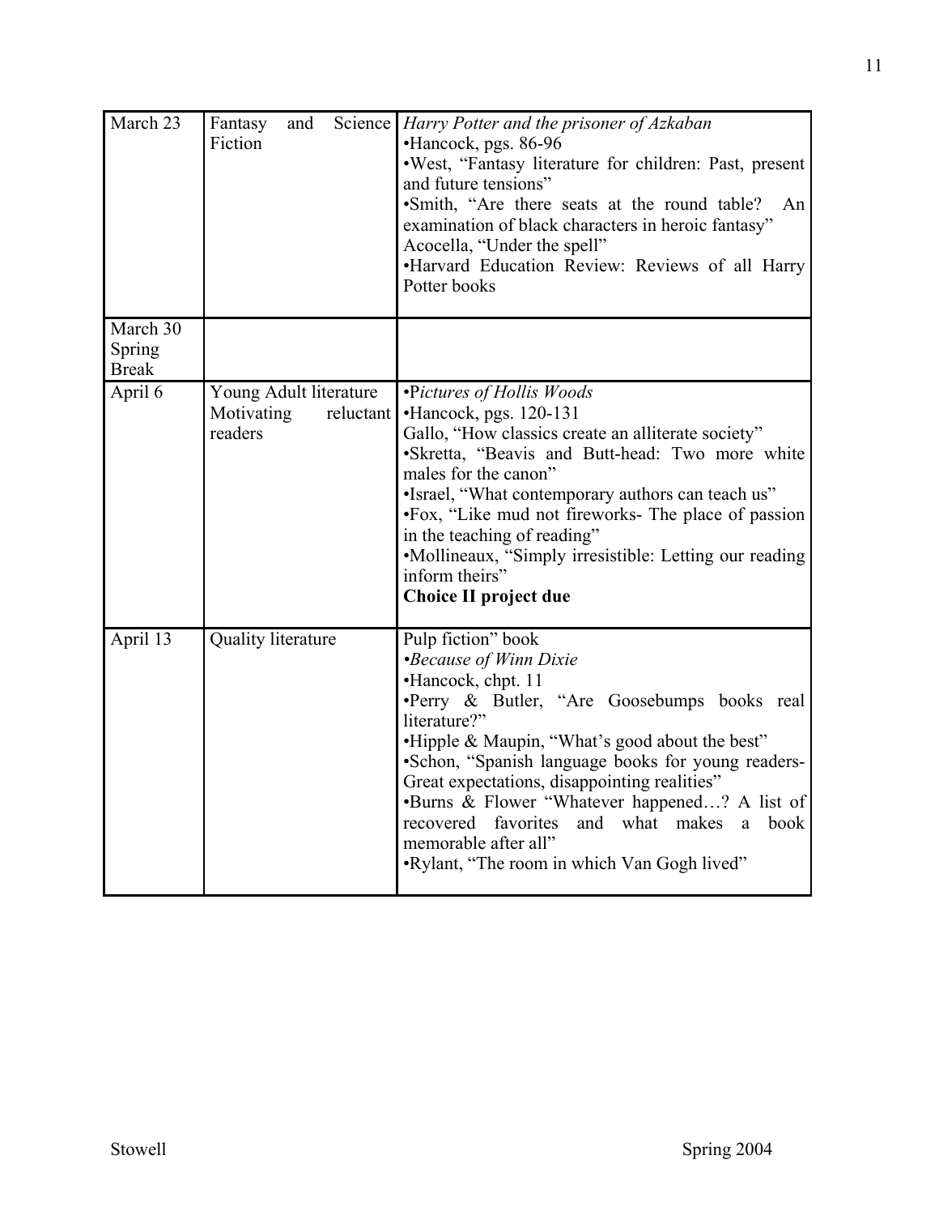| March 23 | Fantasy and Science Fiction | *Harry Potter and the prisoner of Azkaban*<br>•Hancock, pgs. 86-96<br>•West, "Fantasy literature for children: Past, present and future tensions"<br>•Smith, "Are there seats at the round table? An examination of black characters in heroic fantasy"<br>Acocella, "Under the spell"<br>•Harvard Education Review: Reviews of all Harry Potter books |
|---|---|---|
| March 30 Spring Break | | |
| April 6 | Young Adult literature<br>Motivating reluctant readers | •*Pictures of Hollis Woods*<br>•Hancock, pgs. 120-131<br>Gallo, "How classics create an alliterate society"<br>•Skretta, "Beavis and Butt-head: Two more white males for the canon"<br>•Israel, "What contemporary authors can teach us"<br>•Fox, "Like mud not fireworks- The place of passion in the teaching of reading"<br>•Mollineaux, "Simply irresistible: Letting our reading inform theirs"<br>**Choice II project due** |
| April 13 | Quality literature | Pulp fiction" book<br>•*Because of Winn Dixie*<br>•Hancock, chpt. 11<br>•Perry & Butler, "Are Goosebumps books real literature?"<br>•Hipple & Maupin, "What's good about the best"<br>•Schon, "Spanish language books for young readers- Great expectations, disappointing realities"<br>•Burns & Flower "Whatever happened…? A list of recovered favorites and what makes a book memorable after all"<br>•Rylant, "The room in which Van Gogh lived" |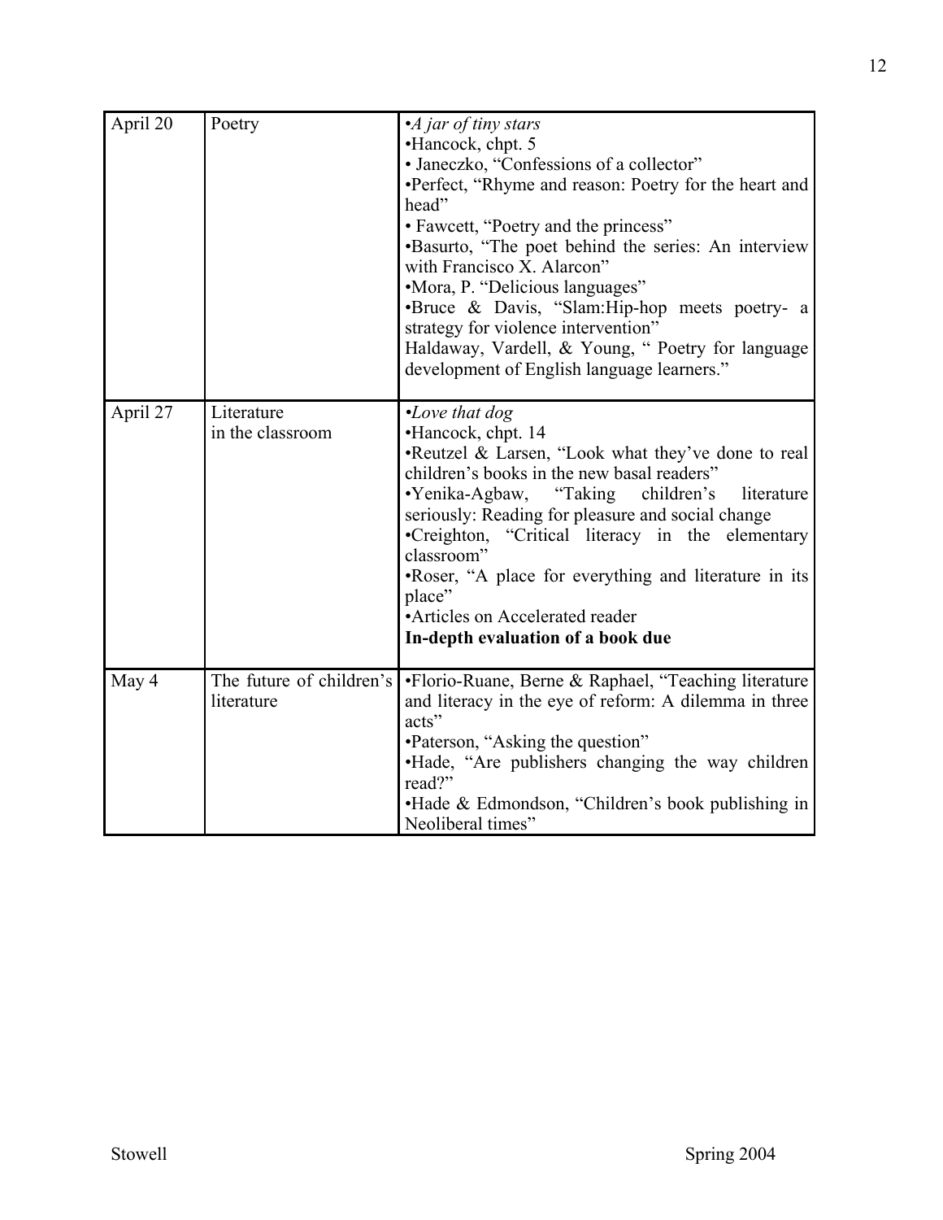| April 20 | Poetry | •*A jar of tiny stars*<br>•Hancock, chpt. 5<br>• Janeczko, "Confessions of a collector"<br>•Perfect, "Rhyme and reason: Poetry for the heart and head"<br>• Fawcett, "Poetry and the princess"<br>•Basurto, "The poet behind the series: An interview with Francisco X. Alarcon"<br>•Mora, P. "Delicious languages"<br>•Bruce & Davis, "Slam:Hip-hop meets poetry- a strategy for violence intervention"<br>Haldaway, Vardell, & Young, " Poetry for language development of English language learners." |
|---|---|---|
| April 27 | Literature in the classroom | •*Love that dog*<br>•Hancock, chpt. 14<br>•Reutzel & Larsen, "Look what they've done to real children's books in the new basal readers"<br>•Yenika-Agbaw, "Taking children's literature seriously: Reading for pleasure and social change<br>•Creighton, "Critical literacy in the elementary classroom"<br>•Roser, "A place for everything and literature in its place"<br>•Articles on Accelerated reader<br>**In-depth evaluation of a book due** |
| May 4 | The future of children's literature | •Florio-Ruane, Berne & Raphael, "Teaching literature and literacy in the eye of reform: A dilemma in three acts"<br>•Paterson, "Asking the question"<br>•Hade, "Are publishers changing the way children read?"<br>•Hade & Edmondson, "Children's book publishing in Neoliberal times" |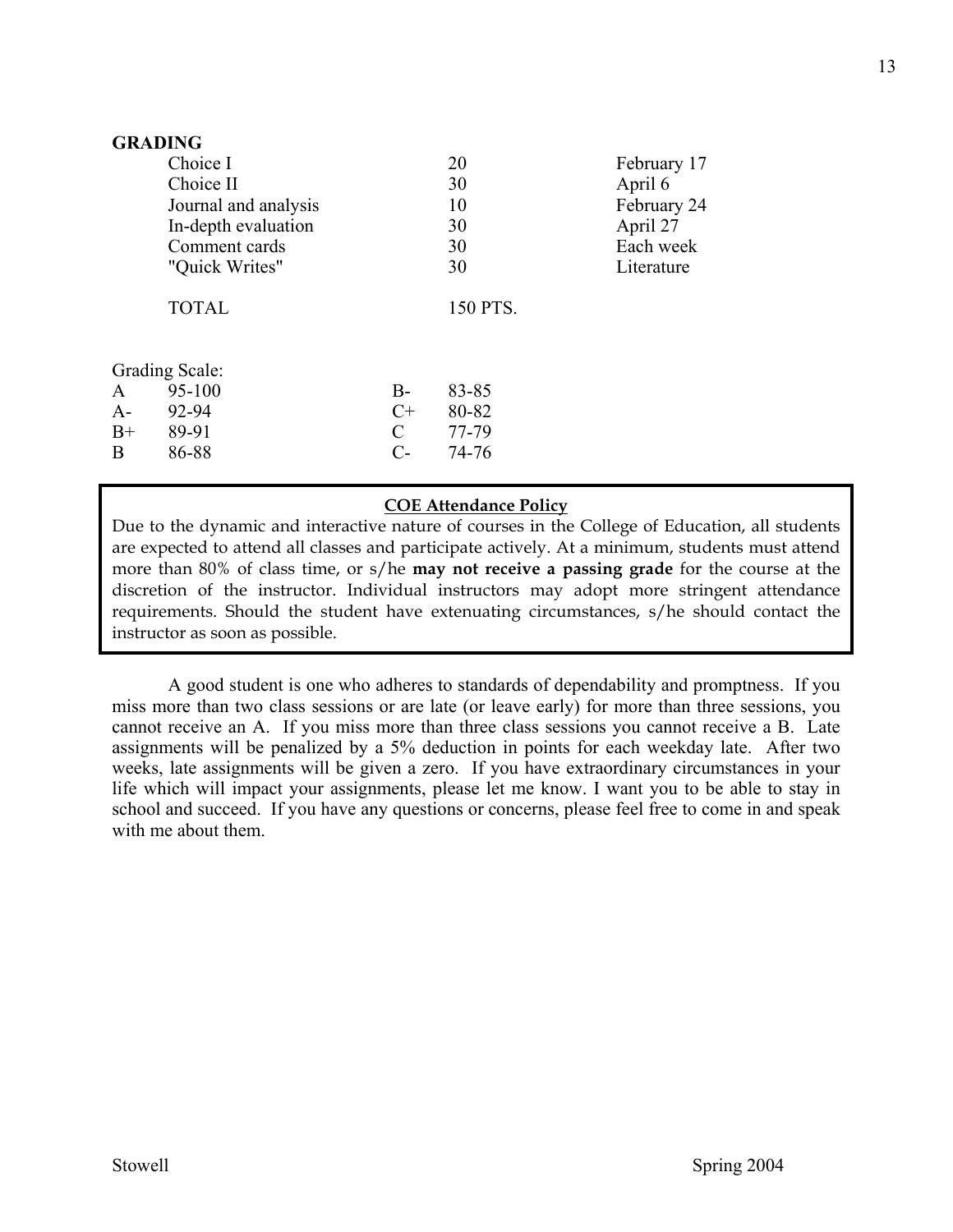**GRADING**

| | | |
|---|---|---|
| Choice I | 20 | February 17 |
| Choice II | 30 | April 6 |
| Journal and analysis | 10 | February 24 |
| In-depth evaluation | 30 | April 27 |
| Comment cards | 30 | Each week |
| "Quick Writes" | 30 | Literature |
| TOTAL | 150 PTS. | |

Grading Scale:

| | | | |
|---|---|---|---|
| A | 95-100 | B- | 83-85 |
| A- | 92-94 | C+ | 80-82 |
| B+ | 89-91 | C | 77-79 |
| B | 86-88 | C- | 74-76 |

**COE Attendance Policy**

Due to the dynamic and interactive nature of courses in the College of Education, all students are expected to attend all classes and participate actively. At a minimum, students must attend more than 80% of class time, or s/he **may not receive a passing grade** for the course at the discretion of the instructor. Individual instructors may adopt more stringent attendance requirements. Should the student have extenuating circumstances, s/he should contact the instructor as soon as possible.

A good student is one who adheres to standards of dependability and promptness. If you miss more than two class sessions or are late (or leave early) for more than three sessions, you cannot receive an A. If you miss more than three class sessions you cannot receive a B. Late assignments will be penalized by a 5% deduction in points for each weekday late. After two weeks, late assignments will be given a zero. If you have extraordinary circumstances in your life which will impact your assignments, please let me know. I want you to be able to stay in school and succeed. If you have any questions or concerns, please feel free to come in and speak with me about them.